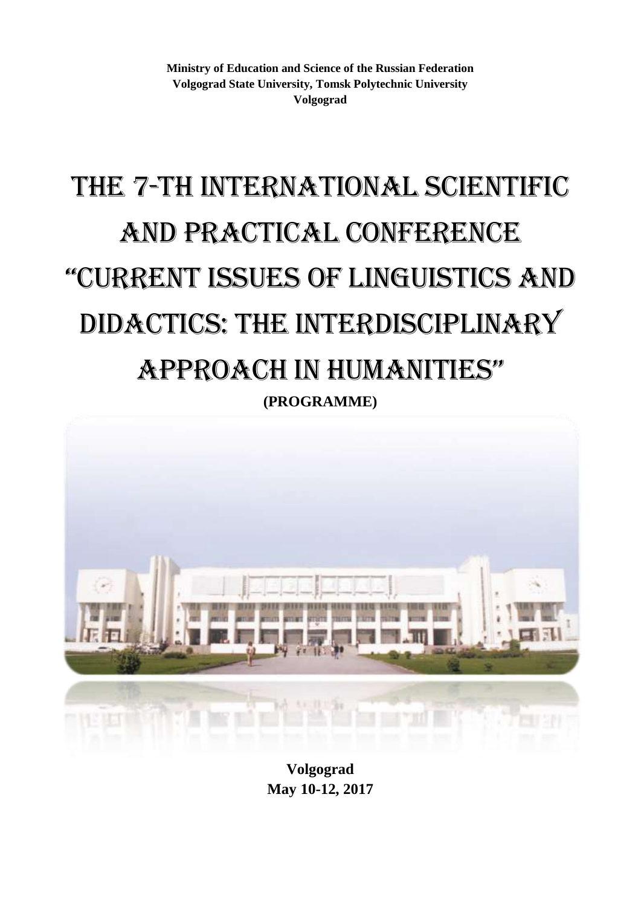**Ministry of Education and Science of the Russian Federation**
**Volgograd State University, Tomsk Polytechnic University**
**Volgograd**

# THE 7-TH INTERNATIONAL SCIENTIFIC AND PRACTICAL CONFERENCE "CURRENT ISSUES OF LINGUISTICS AND DIDACTICS: THE INTERDISCIPLINARY APPROACH IN HUMANITIES"

**(PROGRAMME)**

**Volgograd**
**May 10-12, 2017**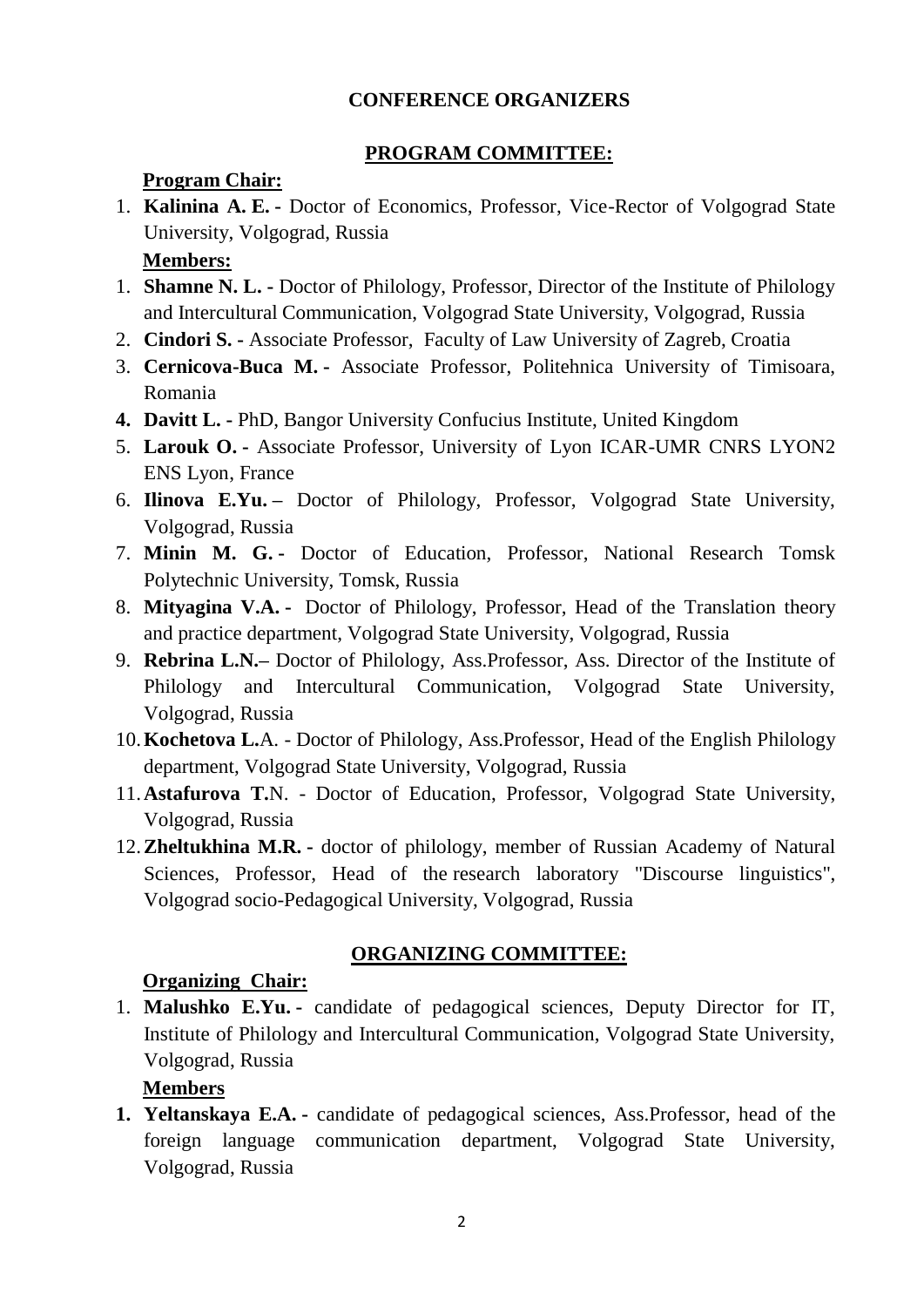## CONFERENCE ORGANIZERS

### PROGRAM COMMITTEE:

**Program Chair:**

1. **Kalinina A. E.** - Doctor of Economics, Professor, Vice-Rector of Volgograd State University, Volgograd, Russia

**Members:**

1. **Shamne N. L.** - Doctor of Philology, Professor, Director of the Institute of Philology and Intercultural Communication, Volgograd State University, Volgograd, Russia
2. **Cindori S.** - Associate Professor, Faculty of Law University of Zagreb, Croatia
3. **Cernicova-Buca M.** - Associate Professor, Politehnica University of Timisoara, Romania
4. **Davitt L.** - PhD, Bangor University Confucius Institute, United Kingdom
5. **Larouk O.** - Associate Professor, University of Lyon ICAR-UMR CNRS LYON2 ENS Lyon, France
6. **Ilinova E.Yu.** – Doctor of Philology, Professor, Volgograd State University, Volgograd, Russia
7. **Minin M. G.** - Doctor of Education, Professor, National Research Tomsk Polytechnic University, Tomsk, Russia
8. **Mityagina V.A.** - Doctor of Philology, Professor, Head of the Translation theory and practice department, Volgograd State University, Volgograd, Russia
9. **Rebrina L.N.**– Doctor of Philology, Ass.Professor, Ass. Director of the Institute of Philology and Intercultural Communication, Volgograd State University, Volgograd, Russia
10. **Kochetova L.**A. - Doctor of Philology, Ass.Professor, Head of the English Philology department, Volgograd State University, Volgograd, Russia
11. **Astafurova T.**N. - Doctor of Education, Professor, Volgograd State University, Volgograd, Russia
12. **Zheltukhina M.R.** - doctor of philology, member of Russian Academy of Natural Sciences, Professor, Head of the research laboratory "Discourse linguistics", Volgograd socio-Pedagogical University, Volgograd, Russia

### ORGANIZING COMMITTEE:

**Organizing Chair:**

1. **Malushko E.Yu.** - candidate of pedagogical sciences, Deputy Director for IT, Institute of Philology and Intercultural Communication, Volgograd State University, Volgograd, Russia

**Members**

1. **Yeltanskaya E.A.** - candidate of pedagogical sciences, Ass.Professor, head of the foreign language communication department, Volgograd State University, Volgograd, Russia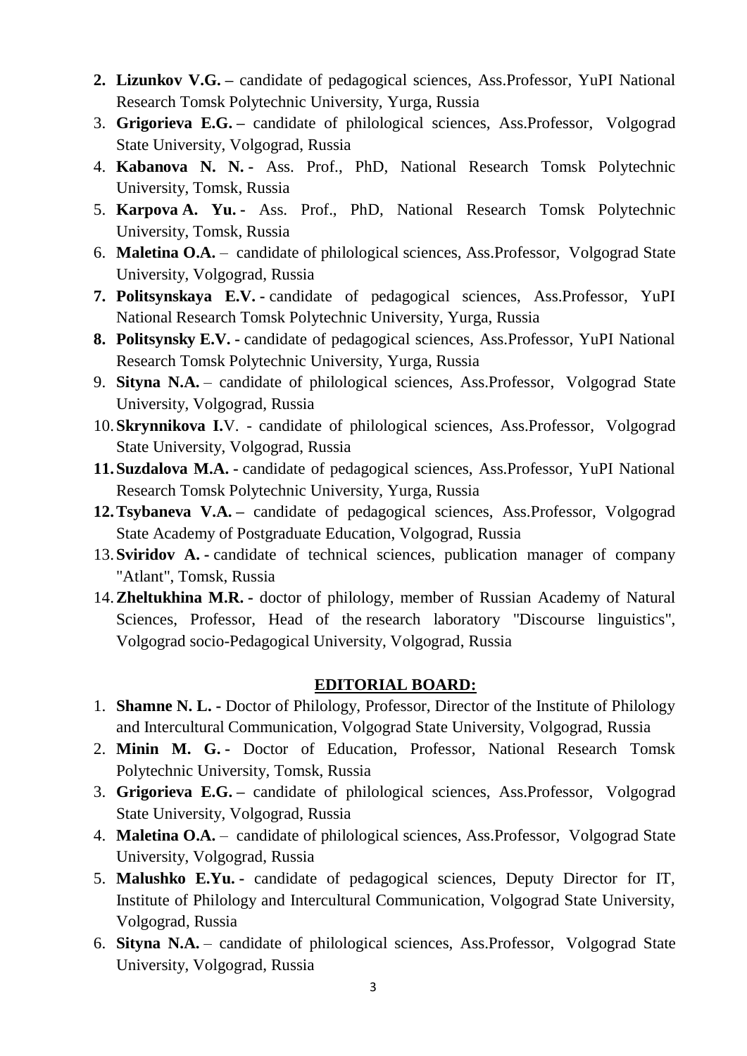2. **Lizunkov V.G. –** candidate of pedagogical sciences, Ass.Professor, YuPI National Research Tomsk Polytechnic University, Yurga, Russia
3. **Grigorieva E.G. –** candidate of philological sciences, Ass.Professor, Volgograd State University, Volgograd, Russia
4. **Kabanova N. N. -** Ass. Prof., PhD, National Research Tomsk Polytechnic University, Tomsk, Russia
5. **Karpova A. Yu. -** Ass. Prof., PhD, National Research Tomsk Polytechnic University, Tomsk, Russia
6. **Maletina O.A.** – candidate of philological sciences, Ass.Professor, Volgograd State University, Volgograd, Russia
7. **Politsynskaya E.V. -** candidate of pedagogical sciences, Ass.Professor, YuPI National Research Tomsk Polytechnic University, Yurga, Russia
8. **Politsynsky E.V. -** candidate of pedagogical sciences, Ass.Professor, YuPI National Research Tomsk Polytechnic University, Yurga, Russia
9. **Sityna N.A.** – candidate of philological sciences, Ass.Professor, Volgograd State University, Volgograd, Russia
10. **Skrynnikova I.**V. - candidate of philological sciences, Ass.Professor, Volgograd State University, Volgograd, Russia
11. **Suzdalova M.A. -** candidate of pedagogical sciences, Ass.Professor, YuPI National Research Tomsk Polytechnic University, Yurga, Russia
12. **Tsybaneva V.A. –** candidate of pedagogical sciences, Ass.Professor, Volgograd State Academy of Postgraduate Education, Volgograd, Russia
13. **Sviridov A. -** candidate of technical sciences, publication manager of company "Atlant", Tomsk, Russia
14. **Zheltukhina M.R. -** doctor of philology, member of Russian Academy of Natural Sciences, Professor, Head of the research laboratory "Discourse linguistics", Volgograd socio-Pedagogical University, Volgograd, Russia

## EDITORIAL BOARD:

1. **Shamne N. L. -** Doctor of Philology, Professor, Director of the Institute of Philology and Intercultural Communication, Volgograd State University, Volgograd, Russia
2. **Minin M. G. -** Doctor of Education, Professor, National Research Tomsk Polytechnic University, Tomsk, Russia
3. **Grigorieva E.G. –** candidate of philological sciences, Ass.Professor, Volgograd State University, Volgograd, Russia
4. **Maletina O.A.** – candidate of philological sciences, Ass.Professor, Volgograd State University, Volgograd, Russia
5. **Malushko E.Yu. -** candidate of pedagogical sciences, Deputy Director for IT, Institute of Philology and Intercultural Communication, Volgograd State University, Volgograd, Russia
6. **Sityna N.A.** – candidate of philological sciences, Ass.Professor, Volgograd State University, Volgograd, Russia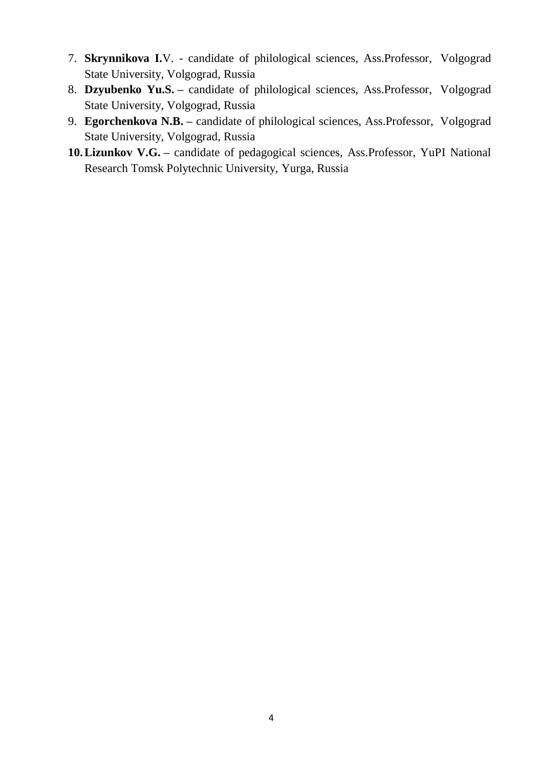7. **Skrynnikova I.**V. - candidate of philological sciences, Ass.Professor, Volgograd State University, Volgograd, Russia
8. **Dzyubenko Yu.S. –** candidate of philological sciences, Ass.Professor, Volgograd State University, Volgograd, Russia
9. **Egorchenkova N.B. –** candidate of philological sciences, Ass.Professor, Volgograd State University, Volgograd, Russia
10. **Lizunkov V.G. –** candidate of pedagogical sciences, Ass.Professor, YuPI National Research Tomsk Polytechnic University, Yurga, Russia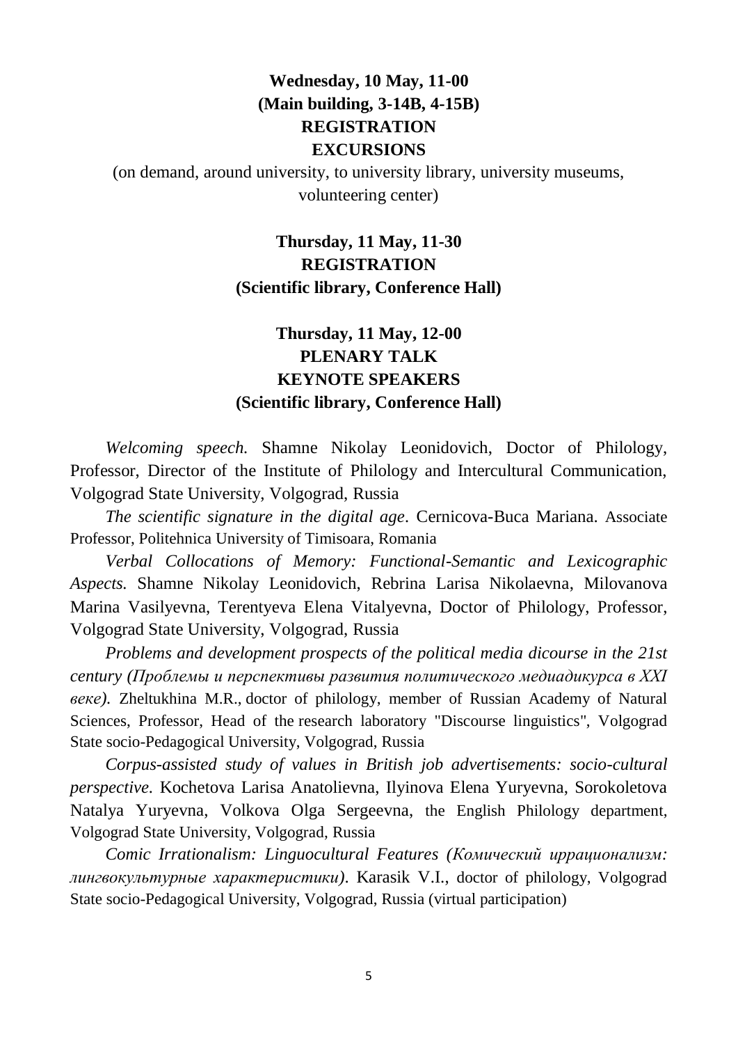**Wednesday, 10 May, 11-00**
**(Main building, 3-14B, 4-15B)**
**REGISTRATION**
**EXCURSIONS**

(on demand, around university, to university library, university museums, volunteering center)

**Thursday, 11 May, 11-30**
**REGISTRATION**
**(Scientific library, Conference Hall)**

**Thursday, 11 May, 12-00**
**PLENARY TALK**
**KEYNOTE SPEAKERS**
**(Scientific library, Conference Hall)**

*Welcoming speech.* Shamne Nikolay Leonidovich, Doctor of Philology, Professor, Director of the Institute of Philology and Intercultural Communication, Volgograd State University, Volgograd, Russia

*The scientific signature in the digital age*. Cernicova-Buca Mariana. Associate Professor, Politehnica University of Timisoara, Romania

*Verbal Collocations of Memory: Functional-Semantic and Lexicographic Aspects.* Shamne Nikolay Leonidovich, Rebrina Larisa Nikolaevna, Milovanova Marina Vasilyevna, Terentyeva Elena Vitalyevna, Doctor of Philology, Professor, Volgograd State University, Volgograd, Russia

*Problems and development prospects of the political media dicourse in the 21st century (Проблемы и перспективы развития политического медиадикурса в XXI веке).* Zheltukhina M.R., doctor of philology, member of Russian Academy of Natural Sciences, Professor, Head of the research laboratory "Discourse linguistics", Volgograd State socio-Pedagogical University, Volgograd, Russia

*Corpus-assisted study of values in British job advertisements: socio-cultural perspective.* Kochetova Larisa Anatolievna, Ilyinova Elena Yuryevna, Sorokoletova Natalya Yuryevna, Volkova Olga Sergeevna, the English Philology department, Volgograd State University, Volgograd, Russia

*Comic Irrationalism: Linguocultural Features (Комический иррационализм: лингвокультурные характеристики).* Karasik V.I., doctor of philology, Volgograd State socio-Pedagogical University, Volgograd, Russia (virtual participation)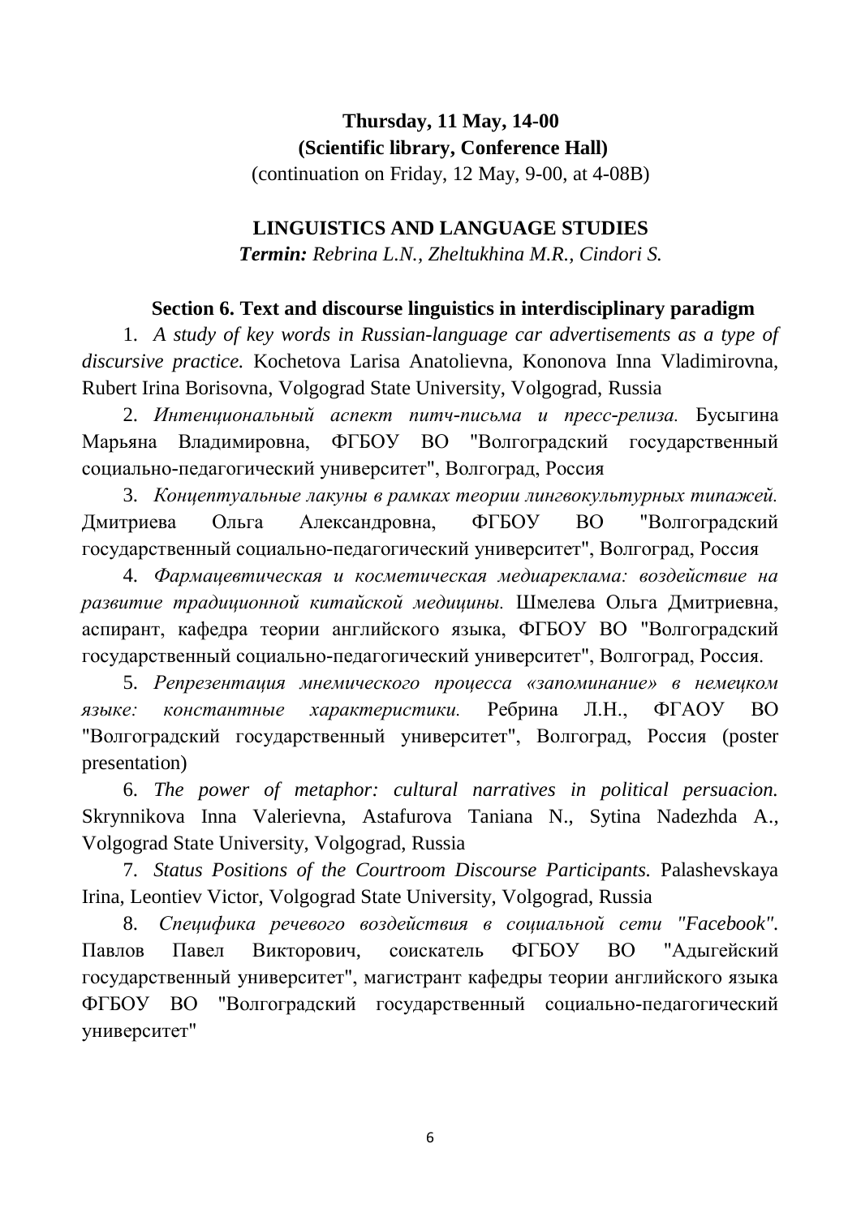**Thursday, 11 May, 14-00**

**(Scientific library, Conference Hall)**

(continuation on Friday, 12 May, 9-00, at 4-08B)

## LINGUISTICS AND LANGUAGE STUDIES

***Termin:** Rebrina L.N., Zheltukhina M.R., Cindori S.*

### Section 6. Text and discourse linguistics in interdisciplinary paradigm

1. *A study of key words in Russian-language car advertisements as a type of discursive practice.* Kochetova Larisa Anatolievna, Kononova Inna Vladimirovna, Rubert Irina Borisovna, Volgograd State University, Volgograd, Russia

2. *Интенциональный аспект питч-письма и пресс-релиза.* Бусыгина Марьяна Владимировна, ФГБОУ ВО "Волгоградский государственный социально-педагогический университет", Волгоград, Россия

3. *Концептуальные лакуны в рамках теории лингвокультурных типажей.* Дмитриева Ольга Александровна, ФГБОУ ВО "Волгоградский государственный социально-педагогический университет", Волгоград, Россия

4. *Фармацевтическая и косметическая медиареклама: воздействие на развитие традиционной китайской медицины.* Шмелева Ольга Дмитриевна, аспирант, кафедра теории английского языка, ФГБОУ ВО "Волгоградский государственный социально-педагогический университет", Волгоград, Россия.

5. *Репрезентация мнемического процесса «запоминание» в немецком языке: константные характеристики.* Ребрина Л.Н., ФГАОУ ВО "Волгоградский государственный университет", Волгоград, Россия (poster presentation)

6. *The power of metaphor: cultural narratives in political persuacion.* Skrynnikova Inna Valerievna, Astafurova Taniana N., Sytina Nadezhda A., Volgograd State University, Volgograd, Russia

7. *Status Positions of the Courtroom Discourse Participants.* Palashevskaya Irina, Leontiev Victor, Volgograd State University, Volgograd, Russia

8. *Специфика речевого воздействия в социальной сети "Facebook".* Павлов Павел Викторович, соискатель ФГБОУ ВО "Адыгейский государственный университет", магистрант кафедры теории английского языка ФГБОУ ВО "Волгоградский государственный социально-педагогический университет"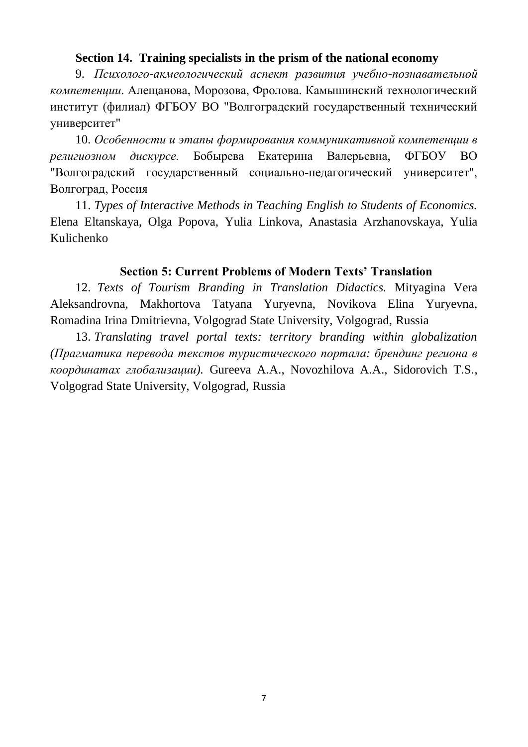## Section 14. Training specialists in the prism of the national economy

9. *Психолого-акмеологический аспект развития учебно-познавательной компетенции*. Алещанова, Морозова, Фролова. Камышинский технологический институт (филиал) ФГБОУ ВО "Волгоградский государственный технический университет"

10. *Особенности и этапы формирования коммуникативной компетенции в религиозном дискурсе.* Бобырева Екатерина Валерьевна, ФГБОУ ВО "Волгоградский государственный социально-педагогический университет", Волгоград, Россия

11. *Types of Interactive Methods in Teaching English to Students of Economics.* Elena Eltanskaya, Olga Popova, Yulia Linkova, Anastasia Arzhanovskaya, Yulia Kulichenko

## Section 5: Current Problems of Modern Texts' Translation

12. *Texts of Tourism Branding in Translation Didactics.* Mityagina Vera Aleksandrovna, Makhortova Tatyana Yuryevna, Novikova Elina Yuryevna, Romadina Irina Dmitrievna, Volgograd State University, Volgograd, Russia

13. *Translating travel portal texts: territory branding within globalization (Прагматика перевода текстов туристического портала: брендинг региона в координатах глобализации).* Gureeva A.A., Novozhilova A.A., Sidorovich T.S., Volgograd State University, Volgograd, Russia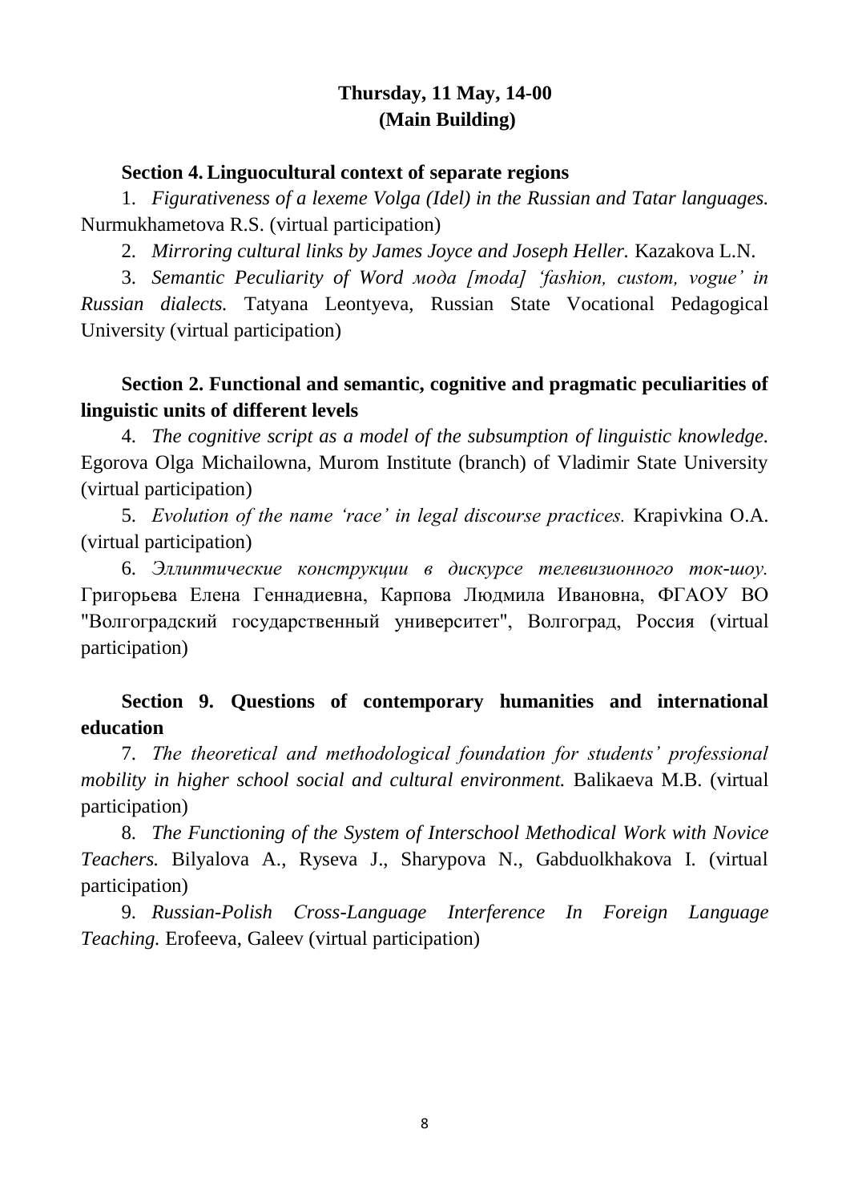**Thursday, 11 May, 14-00**
**(Main Building)**

**Section 4. Linguocultural context of separate regions**

1. *Figurativeness of a lexeme Volga (Idel) in the Russian and Tatar languages.* Nurmukhametova R.S. (virtual participation)

2. *Mirroring cultural links by James Joyce and Joseph Heller.* Kazakova L.N.

3. *Semantic Peculiarity of Word мода [moda] 'fashion, custom, vogue' in Russian dialects.* Tatyana Leontyeva, Russian State Vocational Pedagogical University (virtual participation)

**Section 2. Functional and semantic, cognitive and pragmatic peculiarities of linguistic units of different levels**

4. *The cognitive script as a model of the subsumption of linguistic knowledge.* Egorova Olga Michailowna, Murom Institute (branch) of Vladimir State University (virtual participation)

5. *Evolution of the name 'race' in legal discourse practices.* Krapivkina O.A. (virtual participation)

6. *Эллиптические конструкции в дискурсе телевизионного ток-шоу.* Григорьева Елена Геннадиевна, Карпова Людмила Ивановна, ФГАОУ ВО "Волгоградский государственный университет", Волгоград, Россия (virtual participation)

**Section 9. Questions of contemporary humanities and international education**

7. *The theoretical and methodological foundation for students' professional mobility in higher school social and cultural environment.* Balikaeva M.B. (virtual participation)

8. *The Functioning of the System of Interschool Methodical Work with Novice Teachers.* Bilyalova A., Ryseva J., Sharypova N., Gabduolkhakova I. (virtual participation)

9. *Russian-Polish Cross-Language Interference In Foreign Language Teaching.* Erofeeva, Galeev (virtual participation)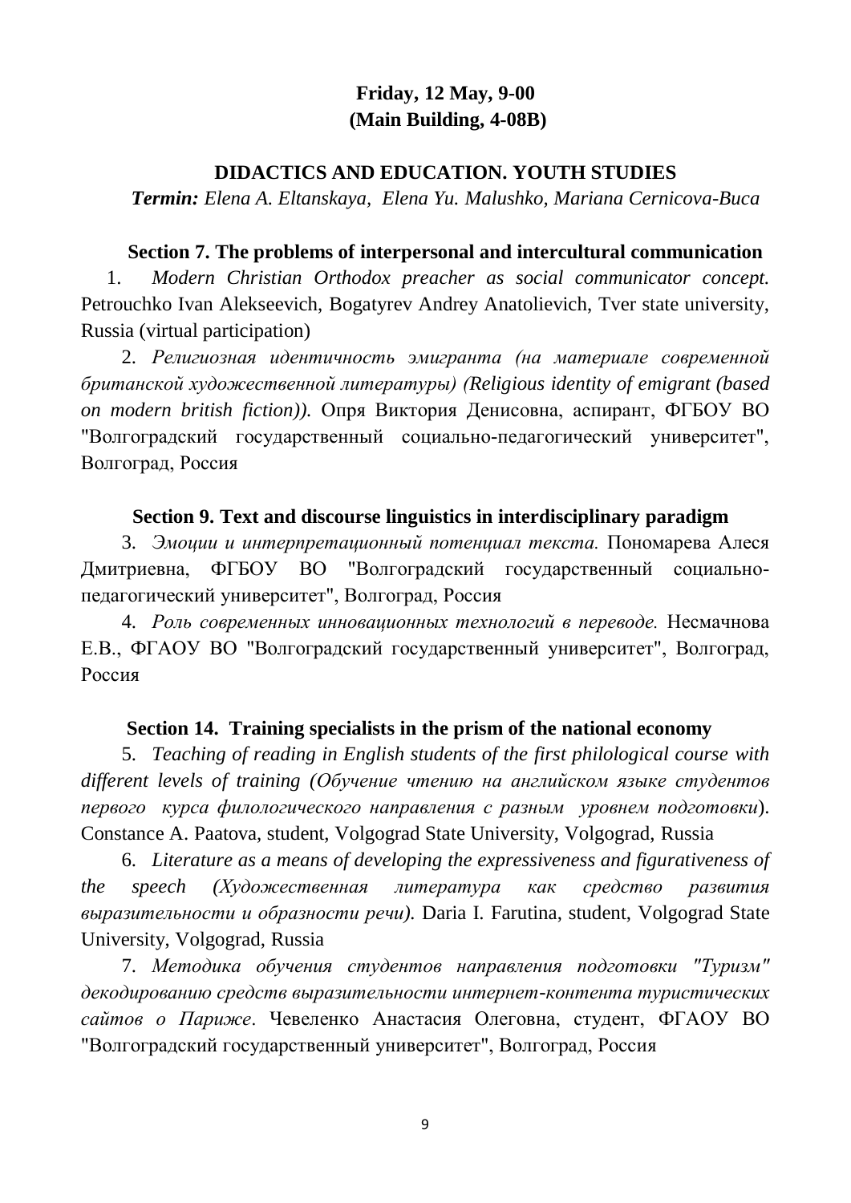**Friday, 12 May, 9-00**
**(Main Building, 4-08B)**

## DIDACTICS AND EDUCATION. YOUTH STUDIES

***Termin:*** *Elena A. Eltanskaya, Elena Yu. Malushko, Mariana Cernicova-Buca*

### Section 7. The problems of interpersonal and intercultural communication

1. *Modern Christian Orthodox preacher as social communicator concept.* Petrouchko Ivan Alekseevich, Bogatyrev Andrey Anatolievich, Tver state university, Russia (virtual participation)

2. *Религиозная идентичность эмигранта (на материале современной британской художественной литературы) (Religious identity of emigrant (based on modern british fiction)).* Опря Виктория Денисовна, аспирант, ФГБОУ ВО "Волгоградский государственный социально-педагогический университет", Волгоград, Россия

### Section 9. Text and discourse linguistics in interdisciplinary paradigm

3. *Эмоции и интерпретационный потенциал текста.* Пономарева Алеся Дмитриевна, ФГБОУ ВО "Волгоградский государственный социально-педагогический университет", Волгоград, Россия

4. *Роль современных инновационных технологий в переводе.* Несмачнова Е.В., ФГАОУ ВО "Волгоградский государственный университет", Волгоград, Россия

### Section 14. Training specialists in the prism of the national economy

5. *Teaching of reading in English students of the first philological course with different levels of training (Обучение чтению на английском языке студентов первого курса филологического направления с разным уровнем подготовки*). Constance A. Paatova, student, Volgograd State University, Volgograd, Russia

6. *Literature as a means of developing the expressiveness and figurativeness of the speech (Художественная литература как средство развития выразительности и образности речи).* Daria I. Farutina, student, Volgograd State University, Volgograd, Russia

7. *Методика обучения студентов направления подготовки "Туризм" декодированию средств выразительности интернет-контента туристических сайтов о Париже*. Чевеленко Анастасия Олеговна, студент, ФГАОУ ВО "Волгоградский государственный университет", Волгоград, Россия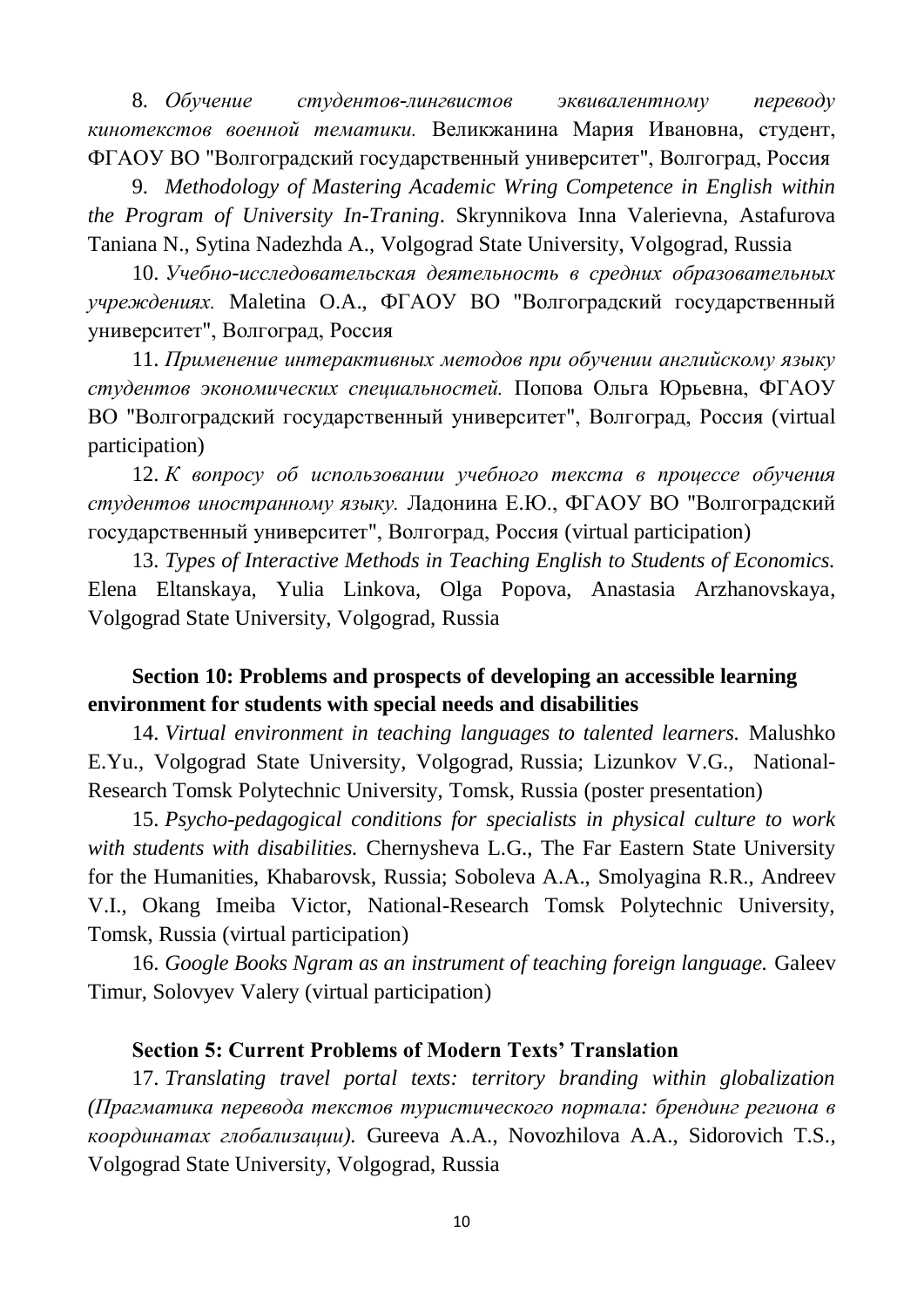8. *Обучение студентов-лингвистов эквивалентному переводу кинотекстов военной тематики.* Великжанина Мария Ивановна, студент, ФГАОУ ВО "Волгоградский государственный университет", Волгоград, Россия

9. *Methodology of Mastering Academic Wring Competence in English within the Program of University In-Traning*. Skrynnikova Inna Valerievna, Astafurova Taniana N., Sytina Nadezhda A., Volgograd State University, Volgograd, Russia

10. *Учебно-исследовательская деятельность в средних образовательных учреждениях.* Maletina O.A., ФГАОУ ВО "Волгоградский государственный университет", Волгоград, Россия

11. *Применение интерактивных методов при обучении английскому языку студентов экономических специальностей.* Попова Ольга Юрьевна, ФГАОУ ВО "Волгоградский государственный университет", Волгоград, Россия (virtual participation)

12. *К вопросу об использовании учебного текста в процессе обучения студентов иностранному языку.* Ладонина Е.Ю., ФГАОУ ВО "Волгоградский государственный университет", Волгоград, Россия (virtual participation)

13. *Types of Interactive Methods in Teaching English to Students of Economics.* Elena Eltanskaya, Yulia Linkova, Olga Popova, Anastasia Arzhanovskaya, Volgograd State University, Volgograd, Russia

**Section 10: Problems and prospects of developing an accessible learning environment for students with special needs and disabilities**

14. *Virtual environment in teaching languages to talented learners.* Malushko E.Yu., Volgograd State University, Volgograd, Russia; Lizunkov V.G., National-Research Tomsk Polytechnic University, Tomsk, Russia (poster presentation)

15. *Psycho-pedagogical conditions for specialists in physical culture to work with students with disabilities.* Chernysheva L.G., The Far Eastern State University for the Humanities, Khabarovsk, Russia; Soboleva A.A., Smolyagina R.R., Andreev V.I., Okang Imeiba Victor, National-Research Tomsk Polytechnic University, Tomsk, Russia (virtual participation)

16. *Google Books Ngram as an instrument of teaching foreign language.* Galeev Timur, Solovyev Valery (virtual participation)

**Section 5: Current Problems of Modern Texts' Translation**

17. *Translating travel portal texts: territory branding within globalization (Прагматика перевода текстов туристического портала: брендинг региона в координатах глобализации).* Gureeva A.A., Novozhilova A.A., Sidorovich T.S., Volgograd State University, Volgograd, Russia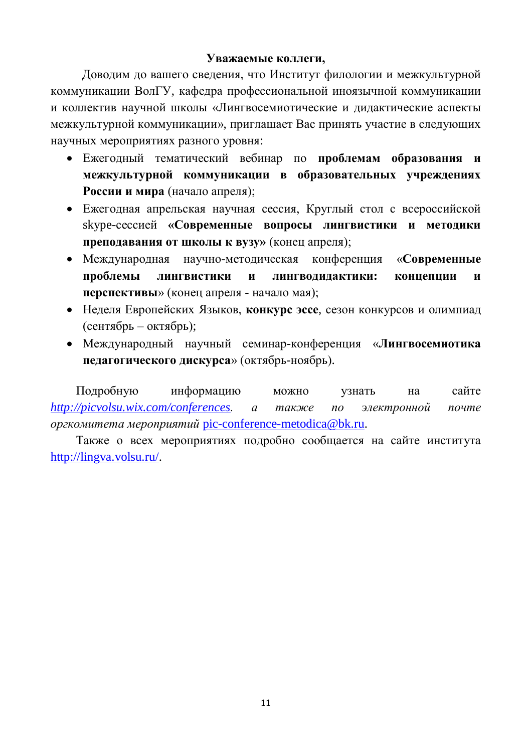**Уважаемые коллеги,**

Доводим до вашего сведения, что Институт филологии и межкультурной коммуникации ВолГУ, кафедра профессиональной иноязычной коммуникации и коллектив научной школы «Лингвосемиотические и дидактические аспекты межкультурной коммуникации», приглашает Вас принять участие в следующих научных мероприятиях разного уровня:

- Ежегодный тематический вебинар по **проблемам образования и межкультурной коммуникации в образовательных учреждениях России и мира** (начало апреля);
- Ежегодная апрельская научная сессия, Круглый стол с всероссийской skype-сессией **«Современные вопросы лингвистики и методики преподавания от школы к вузу»** (конец апреля);
- Международная научно-методическая конференция «**Современные проблемы лингвистики и лингводидактики: концепции и перспективы**» (конец апреля - начало мая);
- Неделя Европейских Языков, **конкурс эссе**, сезон конкурсов и олимпиад (сентябрь – октябрь);
- Международный научный семинар-конференция «**Лингвосемиотика педагогического дискурса**» (октябрь-ноябрь).

Подробную информацию можно узнать на сайте *http://picvolsu.wix.com/conferences. а также по электронной почте оргкомитета мероприятий* pic-conference-metodica@bk.ru.

Также о всех мероприятиях подробно сообщается на сайте института http://lingva.volsu.ru/.